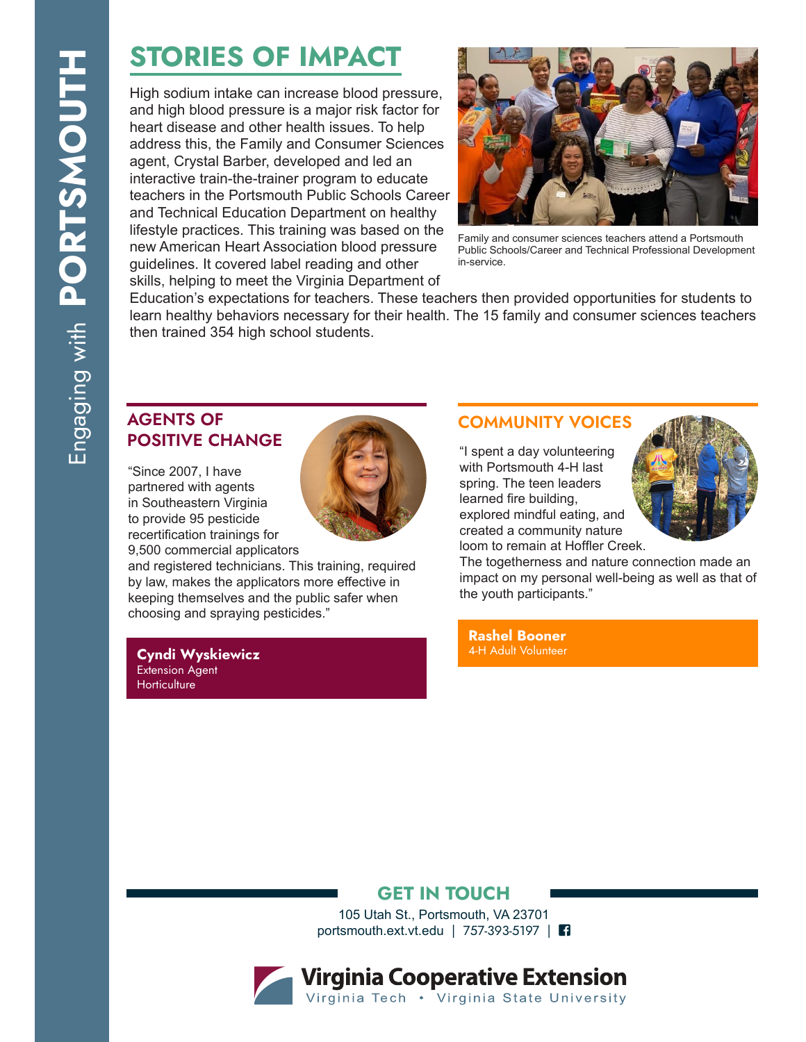# Engaging with PORTSMOUTH

## STORIES OF IMPACT

High sodium intake can increase blood pressure, and high blood pressure is a major risk factor for heart disease and other health issues. To help address this, the Family and Consumer Sciences agent, Crystal Barber, developed and led an interactive train-the-trainer program to educate teachers in the Portsmouth Public Schools Career and Technical Education Department on healthy lifestyle practices. This training was based on the new American Heart Association blood pressure guidelines. It covered label reading and other skills, helping to meet the Virginia Department of Education's expectations for teachers. These teachers then provided opportunities for students to learn healthy behaviors necessary for their health. The 15 family and consumer sciences teachers then trained 354 high school students.

Family and consumer sciences teachers attend a Portsmouth Public Schools/Career and Technical Professional Development in-service.

## AGENTS OF POSITIVE CHANGE

"Since 2007, I have partnered with agents in Southeastern Virginia to provide 95 pesticide recertification trainings for 9,500 commercial applicators and registered technicians. This training, required by law, makes the applicators more effective in keeping themselves and the public safer when choosing and spraying pesticides."

**Cyndi Wyskiewicz**
Extension Agent
Horticulture

## COMMUNITY VOICES

"I spent a day volunteering with Portsmouth 4-H last spring. The teen leaders learned fire building, explored mindful eating, and created a community nature loom to remain at Hoffler Creek. The togetherness and nature connection made an impact on my personal well-being as well as that of the youth participants."

**Rashel Booner**
4-H Adult Volunteer

## GET IN TOUCH

105 Utah St., Portsmouth, VA 23701
portsmouth.ext.vt.edu | 757-393-5197

**Virginia Cooperative Extension**
Virginia Tech • Virginia State University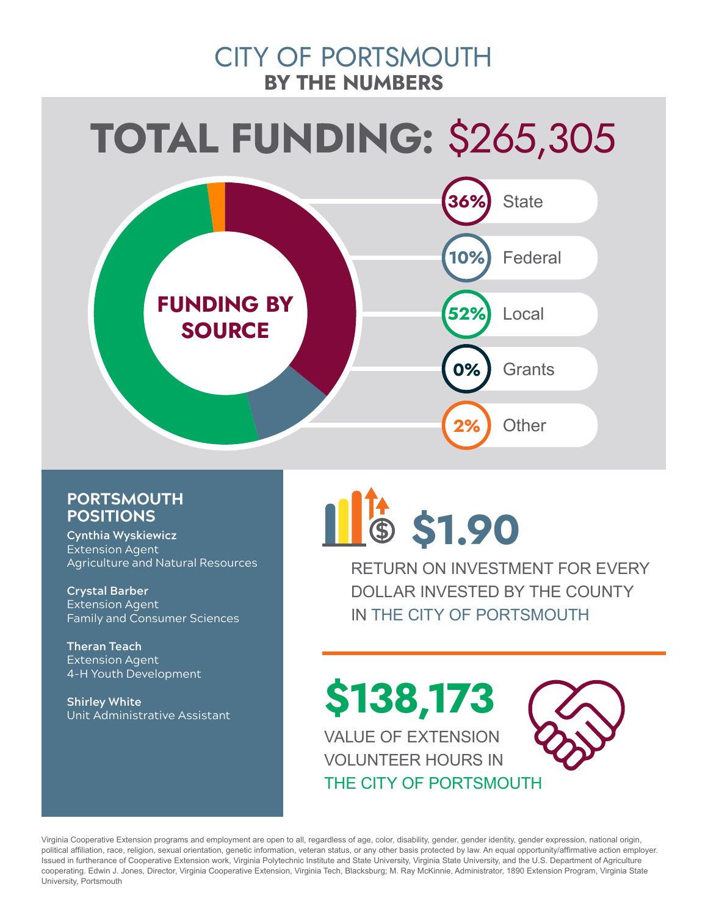# CITY OF PORTSMOUTH
## BY THE NUMBERS

# TOTAL FUNDING: $265,305

FUNDING BY SOURCE

36% State

10% Federal

52% Local

0% Grants

2% Other

### PORTSMOUTH POSITIONS

**Cynthia Wyskiewicz**
Extension Agent
Agriculture and Natural Resources

**Crystal Barber**
Extension Agent
Family and Consumer Sciences

**Theran Teach**
Extension Agent
4-H Youth Development

**Shirley White**
Unit Administrative Assistant

## $1.90

RETURN ON INVESTMENT FOR EVERY DOLLAR INVESTED BY THE COUNTY IN THE CITY OF PORTSMOUTH

## $138,173

VALUE OF EXTENSION VOLUNTEER HOURS IN THE CITY OF PORTSMOUTH

Virginia Cooperative Extension programs and employment are open to all, regardless of age, color, disability, gender, gender identity, gender expression, national origin, political affiliation, race, religion, sexual orientation, genetic information, veteran status, or any other basis protected by law. An equal opportunity/affirmative action employer. Issued in furtherance of Cooperative Extension work, Virginia Polytechnic Institute and State University, Virginia State University, and the U.S. Department of Agriculture cooperating. Edwin J. Jones, Director, Virginia Cooperative Extension, Virginia Tech, Blacksburg; M. Ray McKinnie, Administrator, 1890 Extension Program, Virginia State University, Portsmouth